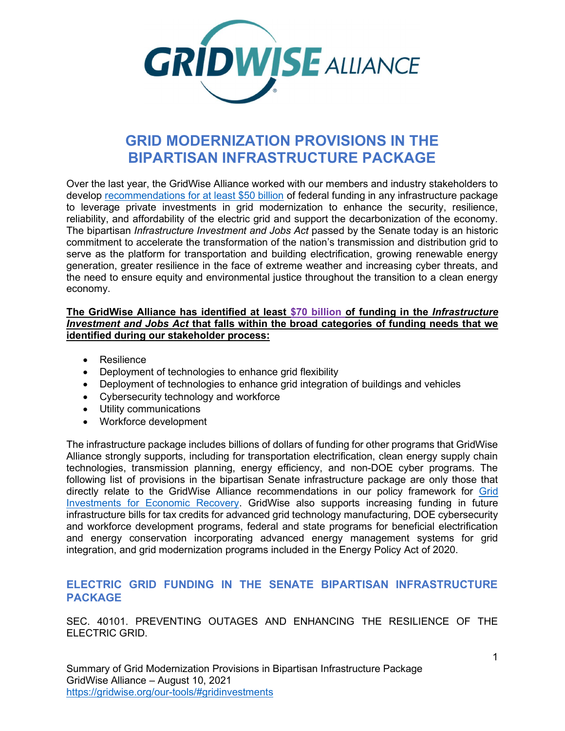# GRID MODERNIZATION PROVISIONS IN THE BIPARTISAN INFRASTRUCTURE PACKAGE

Over the last year, the GridWise Alliance worked with our members and industry stakeholders to develop recommendations for at least $50 billion of federal funding in any infrastructure package to leverage private investments in grid modernization to enhance the security, resilience, reliability, and affordability of the electric grid and support the decarbonization of the economy. The bipartisan *Infrastructure Investment and Jobs Act* passed by the Senate today is an historic commitment to accelerate the transformation of the nation's transmission and distribution grid to serve as the platform for transportation and building electrification, growing renewable energy generation, greater resilience in the face of extreme weather and increasing cyber threats, and the need to ensure equity and environmental justice throughout the transition to a clean energy economy.

**The GridWise Alliance has identified at least $70 billion of funding in the *Infrastructure Investment and Jobs Act* that falls within the broad categories of funding needs that we identified during our stakeholder process:**

- Resilience
- Deployment of technologies to enhance grid flexibility
- Deployment of technologies to enhance grid integration of buildings and vehicles
- Cybersecurity technology and workforce
- Utility communications
- Workforce development

The infrastructure package includes billions of dollars of funding for other programs that GridWise Alliance strongly supports, including for transportation electrification, clean energy supply chain technologies, transmission planning, energy efficiency, and non-DOE cyber programs. The following list of provisions in the bipartisan Senate infrastructure package are only those that directly relate to the GridWise Alliance recommendations in our policy framework for Grid Investments for Economic Recovery. GridWise also supports increasing funding in future infrastructure bills for tax credits for advanced grid technology manufacturing, DOE cybersecurity and workforce development programs, federal and state programs for beneficial electrification and energy conservation incorporating advanced energy management systems for grid integration, and grid modernization programs included in the Energy Policy Act of 2020.

## ELECTRIC GRID FUNDING IN THE SENATE BIPARTISAN INFRASTRUCTURE PACKAGE

SEC. 40101. PREVENTING OUTAGES AND ENHANCING THE RESILIENCE OF THE ELECTRIC GRID.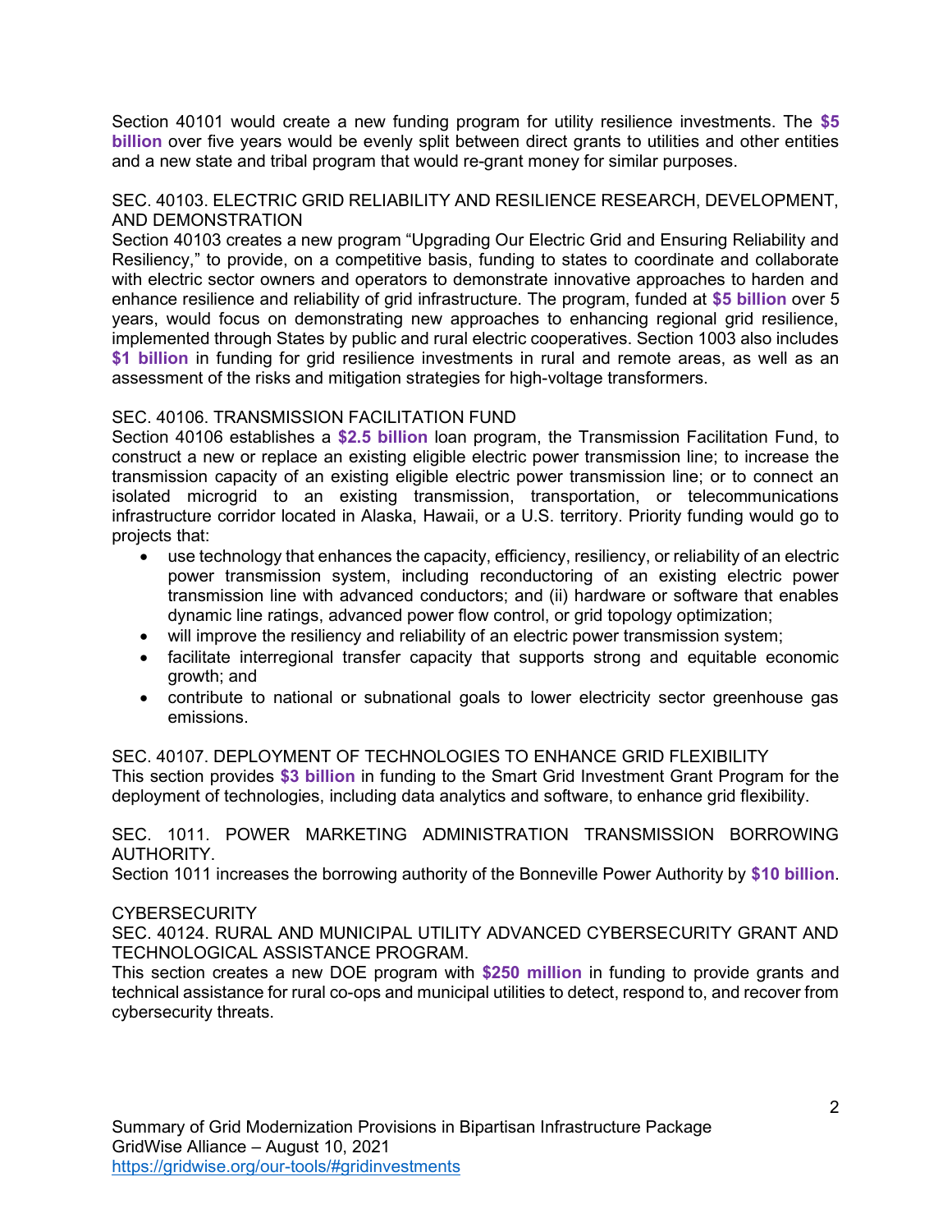Section 40101 would create a new funding program for utility resilience investments. The **$5 billion** over five years would be evenly split between direct grants to utilities and other entities and a new state and tribal program that would re-grant money for similar purposes.

SEC. 40103. ELECTRIC GRID RELIABILITY AND RESILIENCE RESEARCH, DEVELOPMENT, AND DEMONSTRATION

Section 40103 creates a new program "Upgrading Our Electric Grid and Ensuring Reliability and Resiliency," to provide, on a competitive basis, funding to states to coordinate and collaborate with electric sector owners and operators to demonstrate innovative approaches to harden and enhance resilience and reliability of grid infrastructure. The program, funded at **$5 billion** over 5 years, would focus on demonstrating new approaches to enhancing regional grid resilience, implemented through States by public and rural electric cooperatives. Section 1003 also includes **$1 billion** in funding for grid resilience investments in rural and remote areas, as well as an assessment of the risks and mitigation strategies for high-voltage transformers.

SEC. 40106. TRANSMISSION FACILITATION FUND

Section 40106 establishes a **$2.5 billion** loan program, the Transmission Facilitation Fund, to construct a new or replace an existing eligible electric power transmission line; to increase the transmission capacity of an existing eligible electric power transmission line; or to connect an isolated microgrid to an existing transmission, transportation, or telecommunications infrastructure corridor located in Alaska, Hawaii, or a U.S. territory. Priority funding would go to projects that:

- use technology that enhances the capacity, efficiency, resiliency, or reliability of an electric power transmission system, including reconductoring of an existing electric power transmission line with advanced conductors; and (ii) hardware or software that enables dynamic line ratings, advanced power flow control, or grid topology optimization;
- will improve the resiliency and reliability of an electric power transmission system;
- facilitate interregional transfer capacity that supports strong and equitable economic growth; and
- contribute to national or subnational goals to lower electricity sector greenhouse gas emissions.

SEC. 40107. DEPLOYMENT OF TECHNOLOGIES TO ENHANCE GRID FLEXIBILITY

This section provides **$3 billion** in funding to the Smart Grid Investment Grant Program for the deployment of technologies, including data analytics and software, to enhance grid flexibility.

SEC. 1011. POWER MARKETING ADMINISTRATION TRANSMISSION BORROWING AUTHORITY.

Section 1011 increases the borrowing authority of the Bonneville Power Authority by **$10 billion**.

CYBERSECURITY

SEC. 40124. RURAL AND MUNICIPAL UTILITY ADVANCED CYBERSECURITY GRANT AND TECHNOLOGICAL ASSISTANCE PROGRAM.

This section creates a new DOE program with **$250 million** in funding to provide grants and technical assistance for rural co-ops and municipal utilities to detect, respond to, and recover from cybersecurity threats.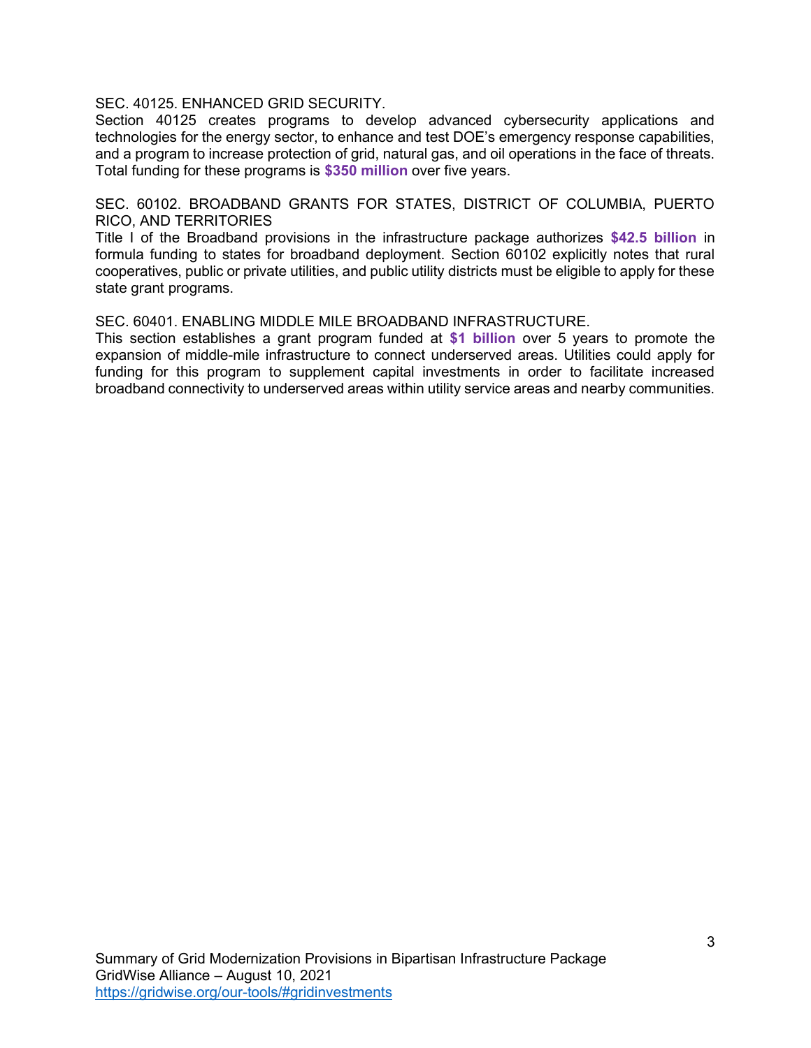SEC. 40125. ENHANCED GRID SECURITY.

Section 40125 creates programs to develop advanced cybersecurity applications and technologies for the energy sector, to enhance and test DOE's emergency response capabilities, and a program to increase protection of grid, natural gas, and oil operations in the face of threats. Total funding for these programs is **$350 million** over five years.

SEC. 60102. BROADBAND GRANTS FOR STATES, DISTRICT OF COLUMBIA, PUERTO RICO, AND TERRITORIES

Title I of the Broadband provisions in the infrastructure package authorizes **$42.5 billion** in formula funding to states for broadband deployment. Section 60102 explicitly notes that rural cooperatives, public or private utilities, and public utility districts must be eligible to apply for these state grant programs.

SEC. 60401. ENABLING MIDDLE MILE BROADBAND INFRASTRUCTURE.

This section establishes a grant program funded at **$1 billion** over 5 years to promote the expansion of middle-mile infrastructure to connect underserved areas. Utilities could apply for funding for this program to supplement capital investments in order to facilitate increased broadband connectivity to underserved areas within utility service areas and nearby communities.